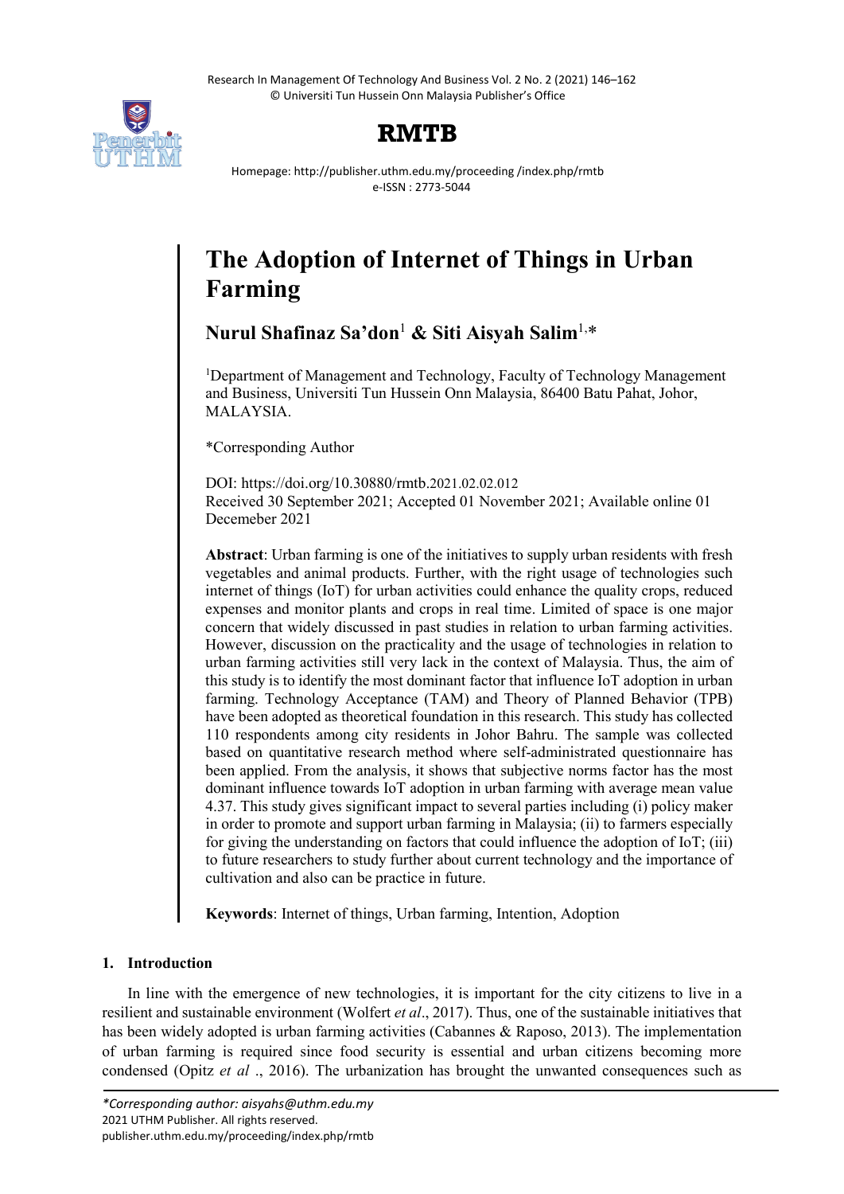# The Adoption of Internet of Things in Urban Farming

**Nurul Shafinaz Sa'don**[1] **& Siti Aisyah Salim**[1,*]

[1]Department of Management and Technology, Faculty of Technology Management and Business, Universiti Tun Hussein Onn Malaysia, 86400 Batu Pahat, Johor, MALAYSIA.

*Corresponding Author

DOI: https://doi.org/10.30880/rmtb.2021.02.02.012
Received 30 September 2021; Accepted 01 November 2021; Available online 01 Decemeber 2021

**Abstract**: Urban farming is one of the initiatives to supply urban residents with fresh vegetables and animal products. Further, with the right usage of technologies such internet of things (IoT) for urban activities could enhance the quality crops, reduced expenses and monitor plants and crops in real time. Limited of space is one major concern that widely discussed in past studies in relation to urban farming activities. However, discussion on the practicality and the usage of technologies in relation to urban farming activities still very lack in the context of Malaysia. Thus, the aim of this study is to identify the most dominant factor that influence IoT adoption in urban farming. Technology Acceptance (TAM) and Theory of Planned Behavior (TPB) have been adopted as theoretical foundation in this research. This study has collected 110 respondents among city residents in Johor Bahru. The sample was collected based on quantitative research method where self-administrated questionnaire has been applied. From the analysis, it shows that subjective norms factor has the most dominant influence towards IoT adoption in urban farming with average mean value 4.37. This study gives significant impact to several parties including (i) policy maker in order to promote and support urban farming in Malaysia; (ii) to farmers especially for giving the understanding on factors that could influence the adoption of IoT; (iii) to future researchers to study further about current technology and the importance of cultivation and also can be practice in future.

**Keywords**: Internet of things, Urban farming, Intention, Adoption

## 1. Introduction

In line with the emergence of new technologies, it is important for the city citizens to live in a resilient and sustainable environment (Wolfert *et al*., 2017). Thus, one of the sustainable initiatives that has been widely adopted is urban farming activities (Cabannes & Raposo, 2013). The implementation of urban farming is required since food security is essential and urban citizens becoming more condensed (Opitz *et al* ., 2016). The urbanization has brought the unwanted consequences such as

*Corresponding author: aisyahs@uthm.edu.my
2021 UTHM Publisher. All rights reserved.
publisher.uthm.edu.my/proceeding/index.php/rmtb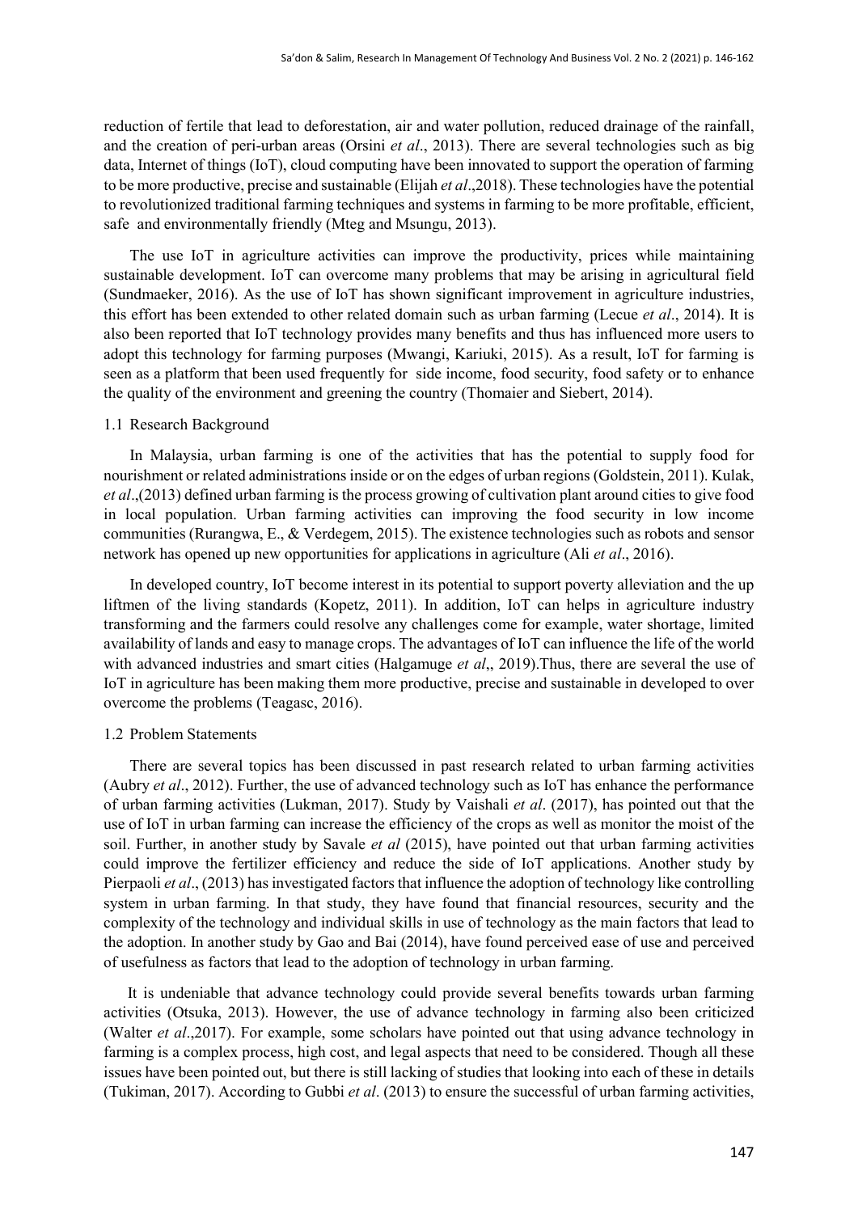reduction of fertile that lead to deforestation, air and water pollution, reduced drainage of the rainfall, and the creation of peri-urban areas (Orsini *et al*., 2013). There are several technologies such as big data, Internet of things (IoT), cloud computing have been innovated to support the operation of farming to be more productive, precise and sustainable (Elijah *et al*.,2018). These technologies have the potential to revolutionized traditional farming techniques and systems in farming to be more profitable, efficient, safe and environmentally friendly (Mteg and Msungu, 2013).

The use IoT in agriculture activities can improve the productivity, prices while maintaining sustainable development. IoT can overcome many problems that may be arising in agricultural field (Sundmaeker, 2016). As the use of IoT has shown significant improvement in agriculture industries, this effort has been extended to other related domain such as urban farming (Lecue *et al*., 2014). It is also been reported that IoT technology provides many benefits and thus has influenced more users to adopt this technology for farming purposes (Mwangi, Kariuki, 2015). As a result, IoT for farming is seen as a platform that been used frequently for side income, food security, food safety or to enhance the quality of the environment and greening the country (Thomaier and Siebert, 2014).

## 1.1 Research Background

In Malaysia, urban farming is one of the activities that has the potential to supply food for nourishment or related administrations inside or on the edges of urban regions (Goldstein, 2011). Kulak, *et al*.,(2013) defined urban farming is the process growing of cultivation plant around cities to give food in local population. Urban farming activities can improving the food security in low income communities (Rurangwa, E., & Verdegem, 2015). The existence technologies such as robots and sensor network has opened up new opportunities for applications in agriculture (Ali *et al*., 2016).

In developed country, IoT become interest in its potential to support poverty alleviation and the up liftmen of the living standards (Kopetz, 2011). In addition, IoT can helps in agriculture industry transforming and the farmers could resolve any challenges come for example, water shortage, limited availability of lands and easy to manage crops. The advantages of IoT can influence the life of the world with advanced industries and smart cities (Halgamuge *et al*,, 2019).Thus, there are several the use of IoT in agriculture has been making them more productive, precise and sustainable in developed to over overcome the problems (Teagasc, 2016).

## 1.2 Problem Statements

There are several topics has been discussed in past research related to urban farming activities (Aubry *et al*., 2012). Further, the use of advanced technology such as IoT has enhance the performance of urban farming activities (Lukman, 2017). Study by Vaishali *et al*. (2017), has pointed out that the use of IoT in urban farming can increase the efficiency of the crops as well as monitor the moist of the soil. Further, in another study by Savale *et al* (2015), have pointed out that urban farming activities could improve the fertilizer efficiency and reduce the side of IoT applications. Another study by Pierpaoli *et al*., (2013) has investigated factors that influence the adoption of technology like controlling system in urban farming. In that study, they have found that financial resources, security and the complexity of the technology and individual skills in use of technology as the main factors that lead to the adoption. In another study by Gao and Bai (2014), have found perceived ease of use and perceived of usefulness as factors that lead to the adoption of technology in urban farming.

It is undeniable that advance technology could provide several benefits towards urban farming activities (Otsuka, 2013). However, the use of advance technology in farming also been criticized (Walter *et al*.,2017). For example, some scholars have pointed out that using advance technology in farming is a complex process, high cost, and legal aspects that need to be considered. Though all these issues have been pointed out, but there is still lacking of studies that looking into each of these in details (Tukiman, 2017). According to Gubbi *et al*. (2013) to ensure the successful of urban farming activities,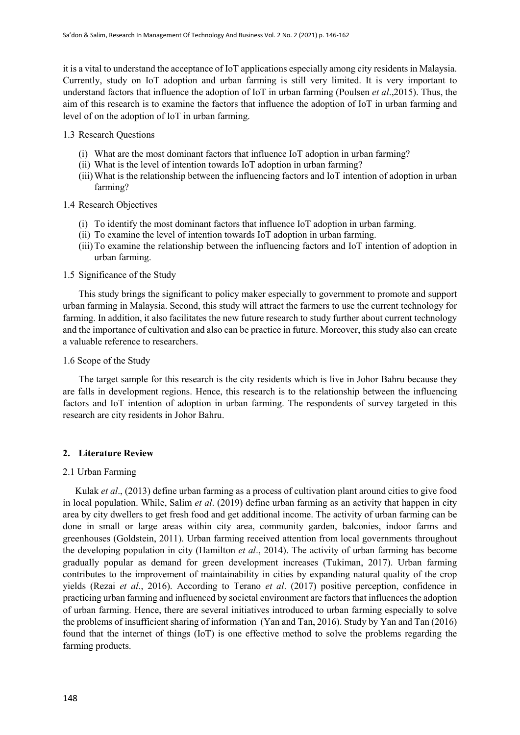it is a vital to understand the acceptance of IoT applications especially among city residents in Malaysia. Currently, study on IoT adoption and urban farming is still very limited. It is very important to understand factors that influence the adoption of IoT in urban farming (Poulsen *et al*.,2015). Thus, the aim of this research is to examine the factors that influence the adoption of IoT in urban farming and level of on the adoption of IoT in urban farming.

### 1.3 Research Questions

(i) What are the most dominant factors that influence IoT adoption in urban farming?
(ii) What is the level of intention towards IoT adoption in urban farming?
(iii) What is the relationship between the influencing factors and IoT intention of adoption in urban farming?

### 1.4 Research Objectives

(i) To identify the most dominant factors that influence IoT adoption in urban farming.
(ii) To examine the level of intention towards IoT adoption in urban farming.
(iii) To examine the relationship between the influencing factors and IoT intention of adoption in urban farming.

### 1.5 Significance of the Study

This study brings the significant to policy maker especially to government to promote and support urban farming in Malaysia. Second, this study will attract the farmers to use the current technology for farming. In addition, it also facilitates the new future research to study further about current technology and the importance of cultivation and also can be practice in future. Moreover, this study also can create a valuable reference to researchers.

### 1.6 Scope of the Study

The target sample for this research is the city residents which is live in Johor Bahru because they are falls in development regions. Hence, this research is to the relationship between the influencing factors and IoT intention of adoption in urban farming. The respondents of survey targeted in this research are city residents in Johor Bahru.

## 2. Literature Review

### 2.1 Urban Farming

Kulak *et al*., (2013) define urban farming as a process of cultivation plant around cities to give food in local population. While, Salim *et al*. (2019) define urban farming as an activity that happen in city area by city dwellers to get fresh food and get additional income. The activity of urban farming can be done in small or large areas within city area, community garden, balconies, indoor farms and greenhouses (Goldstein, 2011). Urban farming received attention from local governments throughout the developing population in city (Hamilton *et al*., 2014). The activity of urban farming has become gradually popular as demand for green development increases (Tukiman, 2017). Urban farming contributes to the improvement of maintainability in cities by expanding natural quality of the crop yields (Rezai *et al*., 2016). According to Terano *et al*. (2017) positive perception, confidence in practicing urban farming and influenced by societal environment are factors that influences the adoption of urban farming. Hence, there are several initiatives introduced to urban farming especially to solve the problems of insufficient sharing of information (Yan and Tan, 2016). Study by Yan and Tan (2016) found that the internet of things (IoT) is one effective method to solve the problems regarding the farming products.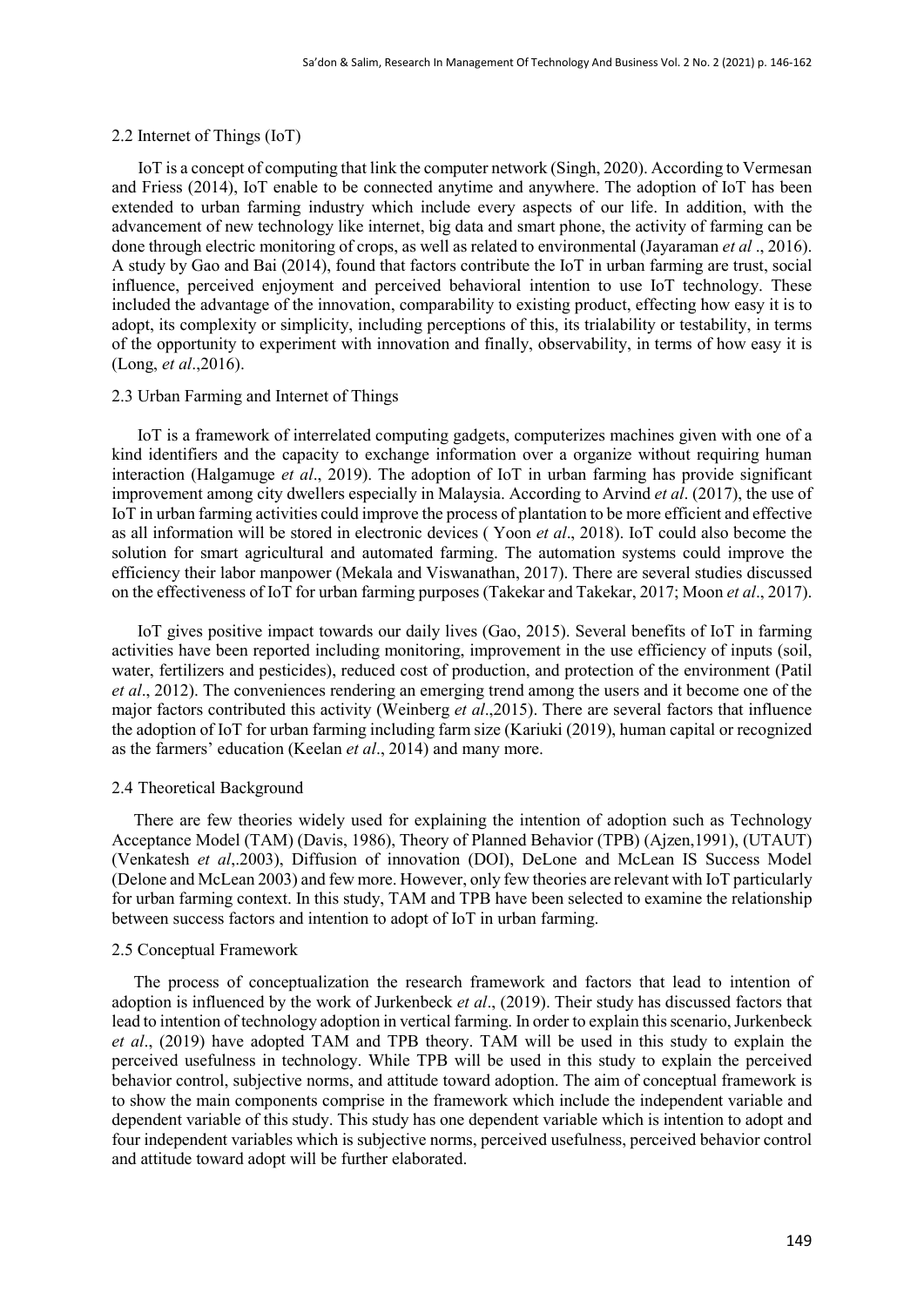### 2.2 Internet of Things (IoT)

IoT is a concept of computing that link the computer network (Singh, 2020). According to Vermesan and Friess (2014), IoT enable to be connected anytime and anywhere. The adoption of IoT has been extended to urban farming industry which include every aspects of our life. In addition, with the advancement of new technology like internet, big data and smart phone, the activity of farming can be done through electric monitoring of crops, as well as related to environmental (Jayaraman *et al* ., 2016). A study by Gao and Bai (2014), found that factors contribute the IoT in urban farming are trust, social influence, perceived enjoyment and perceived behavioral intention to use IoT technology. These included the advantage of the innovation, comparability to existing product, effecting how easy it is to adopt, its complexity or simplicity, including perceptions of this, its trialability or testability, in terms of the opportunity to experiment with innovation and finally, observability, in terms of how easy it is (Long, *et al*.,2016).

### 2.3 Urban Farming and Internet of Things

IoT is a framework of interrelated computing gadgets, computerizes machines given with one of a kind identifiers and the capacity to exchange information over a organize without requiring human interaction (Halgamuge *et al*., 2019). The adoption of IoT in urban farming has provide significant improvement among city dwellers especially in Malaysia. According to Arvind *et al*. (2017), the use of IoT in urban farming activities could improve the process of plantation to be more efficient and effective as all information will be stored in electronic devices ( Yoon *et al*., 2018). IoT could also become the solution for smart agricultural and automated farming. The automation systems could improve the efficiency their labor manpower (Mekala and Viswanathan, 2017). There are several studies discussed on the effectiveness of IoT for urban farming purposes (Takekar and Takekar, 2017; Moon *et al*., 2017).

IoT gives positive impact towards our daily lives (Gao, 2015). Several benefits of IoT in farming activities have been reported including monitoring, improvement in the use efficiency of inputs (soil, water, fertilizers and pesticides), reduced cost of production, and protection of the environment (Patil *et al*., 2012). The conveniences rendering an emerging trend among the users and it become one of the major factors contributed this activity (Weinberg *et al*.,2015). There are several factors that influence the adoption of IoT for urban farming including farm size (Kariuki (2019), human capital or recognized as the farmers' education (Keelan *et al*., 2014) and many more.

### 2.4 Theoretical Background

There are few theories widely used for explaining the intention of adoption such as Technology Acceptance Model (TAM) (Davis, 1986), Theory of Planned Behavior (TPB) (Ajzen,1991), (UTAUT) (Venkatesh *et al*,.2003), Diffusion of innovation (DOI), DeLone and McLean IS Success Model (Delone and McLean 2003) and few more. However, only few theories are relevant with IoT particularly for urban farming context. In this study, TAM and TPB have been selected to examine the relationship between success factors and intention to adopt of IoT in urban farming.

### 2.5 Conceptual Framework

The process of conceptualization the research framework and factors that lead to intention of adoption is influenced by the work of Jurkenbeck *et al*., (2019). Their study has discussed factors that lead to intention of technology adoption in vertical farming. In order to explain this scenario, Jurkenbeck *et al*., (2019) have adopted TAM and TPB theory. TAM will be used in this study to explain the perceived usefulness in technology. While TPB will be used in this study to explain the perceived behavior control, subjective norms, and attitude toward adoption. The aim of conceptual framework is to show the main components comprise in the framework which include the independent variable and dependent variable of this study. This study has one dependent variable which is intention to adopt and four independent variables which is subjective norms, perceived usefulness, perceived behavior control and attitude toward adopt will be further elaborated.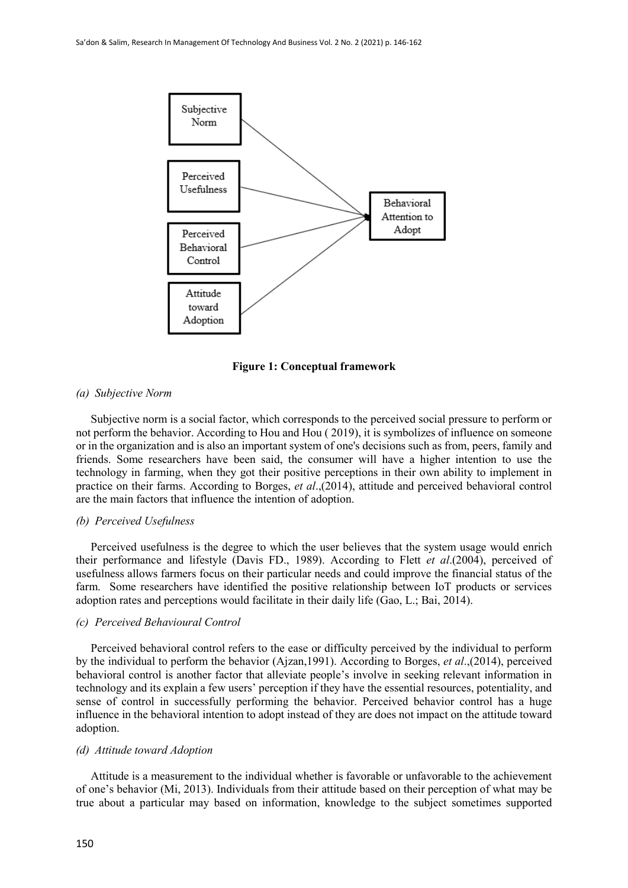Subjective Norm

Perceived Usefulness

Perceived Behavioral Control

Attitude toward Adoption

Behavioral Attention to Adopt

**Figure 1: Conceptual framework**

*(a) Subjective Norm*

Subjective norm is a social factor, which corresponds to the perceived social pressure to perform or not perform the behavior. According to Hou and Hou ( 2019), it is symbolizes of influence on someone or in the organization and is also an important system of one's decisions such as from, peers, family and friends. Some researchers have been said, the consumer will have a higher intention to use the technology in farming, when they got their positive perceptions in their own ability to implement in practice on their farms. According to Borges, *et al*.,(2014), attitude and perceived behavioral control are the main factors that influence the intention of adoption.

*(b) Perceived Usefulness*

Perceived usefulness is the degree to which the user believes that the system usage would enrich their performance and lifestyle (Davis FD., 1989). According to Flett *et al*.(2004), perceived of usefulness allows farmers focus on their particular needs and could improve the financial status of the farm. Some researchers have identified the positive relationship between IoT products or services adoption rates and perceptions would facilitate in their daily life (Gao, L.; Bai, 2014).

*(c) Perceived Behavioural Control*

Perceived behavioral control refers to the ease or difficulty perceived by the individual to perform by the individual to perform the behavior (Ajzan,1991). According to Borges, *et al*.,(2014), perceived behavioral control is another factor that alleviate people's involve in seeking relevant information in technology and its explain a few users' perception if they have the essential resources, potentiality, and sense of control in successfully performing the behavior. Perceived behavior control has a huge influence in the behavioral intention to adopt instead of they are does not impact on the attitude toward adoption.

*(d) Attitude toward Adoption*

Attitude is a measurement to the individual whether is favorable or unfavorable to the achievement of one's behavior (Mi, 2013). Individuals from their attitude based on their perception of what may be true about a particular may based on information, knowledge to the subject sometimes supported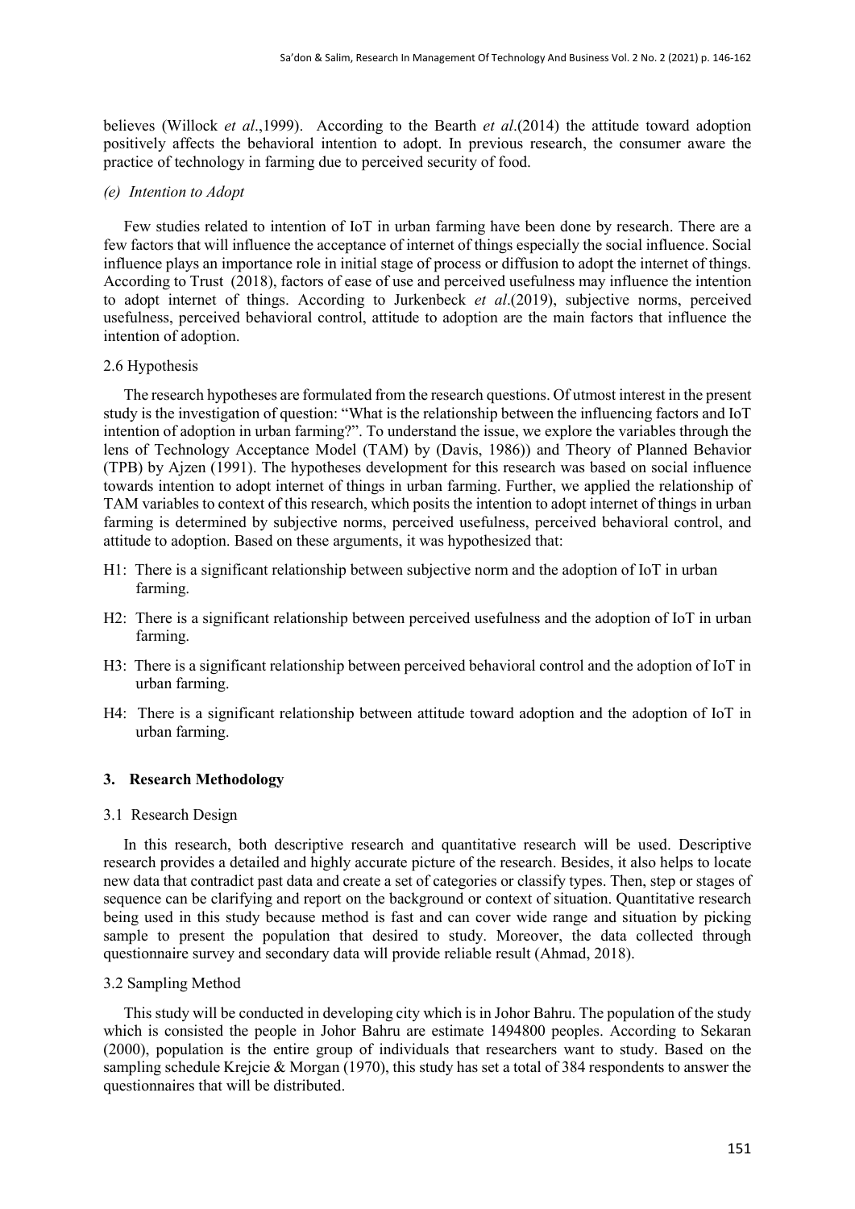believes (Willock *et al*.,1999). According to the Bearth *et al*.(2014) the attitude toward adoption positively affects the behavioral intention to adopt. In previous research, the consumer aware the practice of technology in farming due to perceived security of food.

*(e) Intention to Adopt*

Few studies related to intention of IoT in urban farming have been done by research. There are a few factors that will influence the acceptance of internet of things especially the social influence. Social influence plays an importance role in initial stage of process or diffusion to adopt the internet of things. According to Trust (2018), factors of ease of use and perceived usefulness may influence the intention to adopt internet of things. According to Jurkenbeck *et al*.(2019), subjective norms, perceived usefulness, perceived behavioral control, attitude to adoption are the main factors that influence the intention of adoption.

2.6 Hypothesis

The research hypotheses are formulated from the research questions. Of utmost interest in the present study is the investigation of question: "What is the relationship between the influencing factors and IoT intention of adoption in urban farming?". To understand the issue, we explore the variables through the lens of Technology Acceptance Model (TAM) by (Davis, 1986)) and Theory of Planned Behavior (TPB) by Ajzen (1991). The hypotheses development for this research was based on social influence towards intention to adopt internet of things in urban farming. Further, we applied the relationship of TAM variables to context of this research, which posits the intention to adopt internet of things in urban farming is determined by subjective norms, perceived usefulness, perceived behavioral control, and attitude to adoption. Based on these arguments, it was hypothesized that:

H1: There is a significant relationship between subjective norm and the adoption of IoT in urban farming.

H2: There is a significant relationship between perceived usefulness and the adoption of IoT in urban farming.

H3: There is a significant relationship between perceived behavioral control and the adoption of IoT in urban farming.

H4: There is a significant relationship between attitude toward adoption and the adoption of IoT in urban farming.

## 3. Research Methodology

3.1 Research Design

In this research, both descriptive research and quantitative research will be used. Descriptive research provides a detailed and highly accurate picture of the research. Besides, it also helps to locate new data that contradict past data and create a set of categories or classify types. Then, step or stages of sequence can be clarifying and report on the background or context of situation. Quantitative research being used in this study because method is fast and can cover wide range and situation by picking sample to present the population that desired to study. Moreover, the data collected through questionnaire survey and secondary data will provide reliable result (Ahmad, 2018).

3.2 Sampling Method

This study will be conducted in developing city which is in Johor Bahru. The population of the study which is consisted the people in Johor Bahru are estimate 1494800 peoples. According to Sekaran (2000), population is the entire group of individuals that researchers want to study. Based on the sampling schedule Krejcie & Morgan (1970), this study has set a total of 384 respondents to answer the questionnaires that will be distributed.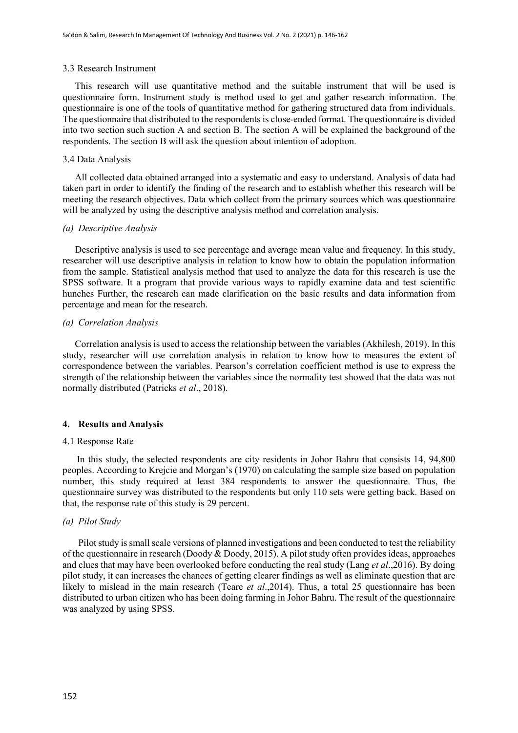### 3.3 Research Instrument

This research will use quantitative method and the suitable instrument that will be used is questionnaire form. Instrument study is method used to get and gather research information. The questionnaire is one of the tools of quantitative method for gathering structured data from individuals. The questionnaire that distributed to the respondents is close-ended format. The questionnaire is divided into two section such suction A and section B. The section A will be explained the background of the respondents. The section B will ask the question about intention of adoption.

### 3.4 Data Analysis

All collected data obtained arranged into a systematic and easy to understand. Analysis of data had taken part in order to identify the finding of the research and to establish whether this research will be meeting the research objectives. Data which collect from the primary sources which was questionnaire will be analyzed by using the descriptive analysis method and correlation analysis.

*(a) Descriptive Analysis*

Descriptive analysis is used to see percentage and average mean value and frequency. In this study, researcher will use descriptive analysis in relation to know how to obtain the population information from the sample. Statistical analysis method that used to analyze the data for this research is use the SPSS software. It a program that provide various ways to rapidly examine data and test scientific hunches Further, the research can made clarification on the basic results and data information from percentage and mean for the research.

*(a) Correlation Analysis*

Correlation analysis is used to access the relationship between the variables (Akhilesh, 2019). In this study, researcher will use correlation analysis in relation to know how to measures the extent of correspondence between the variables. Pearson's correlation coefficient method is use to express the strength of the relationship between the variables since the normality test showed that the data was not normally distributed (Patricks *et al*., 2018).

## 4. Results and Analysis

### 4.1 Response Rate

In this study, the selected respondents are city residents in Johor Bahru that consists 14, 94,800 peoples. According to Krejcie and Morgan's (1970) on calculating the sample size based on population number, this study required at least 384 respondents to answer the questionnaire. Thus, the questionnaire survey was distributed to the respondents but only 110 sets were getting back. Based on that, the response rate of this study is 29 percent.

*(a) Pilot Study*

Pilot study is small scale versions of planned investigations and been conducted to test the reliability of the questionnaire in research (Doody & Doody, 2015). A pilot study often provides ideas, approaches and clues that may have been overlooked before conducting the real study (Lang *et al*.,2016). By doing pilot study, it can increases the chances of getting clearer findings as well as eliminate question that are likely to mislead in the main research (Teare *et al*.,2014). Thus, a total 25 questionnaire has been distributed to urban citizen who has been doing farming in Johor Bahru. The result of the questionnaire was analyzed by using SPSS.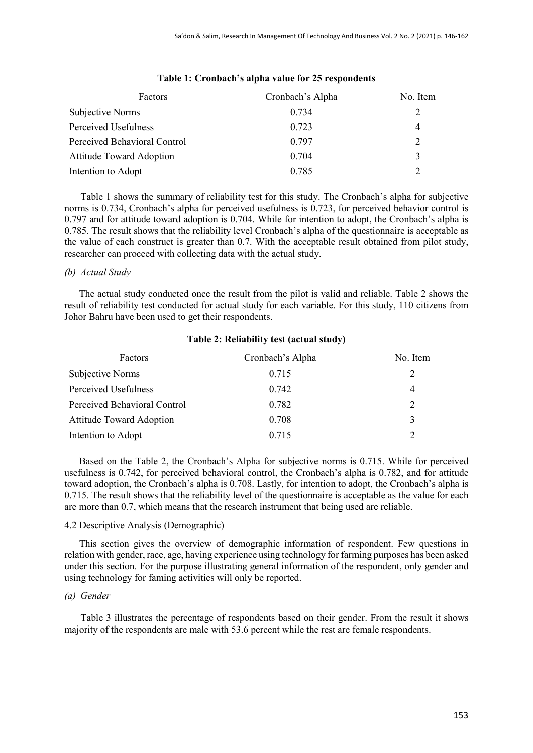**Table 1: Cronbach's alpha value for 25 respondents**

| Factors | Cronbach's Alpha | No. Item |
| --- | --- | --- |
| Subjective Norms | 0.734 | 2 |
| Perceived Usefulness | 0.723 | 4 |
| Perceived Behavioral Control | 0.797 | 2 |
| Attitude Toward Adoption | 0.704 | 3 |
| Intention to Adopt | 0.785 | 2 |

Table 1 shows the summary of reliability test for this study. The Cronbach's alpha for subjective norms is 0.734, Cronbach's alpha for perceived usefulness is 0.723, for perceived behavior control is 0.797 and for attitude toward adoption is 0.704. While for intention to adopt, the Cronbach's alpha is 0.785. The result shows that the reliability level Cronbach's alpha of the questionnaire is acceptable as the value of each construct is greater than 0.7. With the acceptable result obtained from pilot study, researcher can proceed with collecting data with the actual study.

*(b) Actual Study*

The actual study conducted once the result from the pilot is valid and reliable. Table 2 shows the result of reliability test conducted for actual study for each variable. For this study, 110 citizens from Johor Bahru have been used to get their respondents.

**Table 2: Reliability test (actual study)**

| Factors | Cronbach's Alpha | No. Item |
| --- | --- | --- |
| Subjective Norms | 0.715 | 2 |
| Perceived Usefulness | 0.742 | 4 |
| Perceived Behavioral Control | 0.782 | 2 |
| Attitude Toward Adoption | 0.708 | 3 |
| Intention to Adopt | 0.715 | 2 |

Based on the Table 2, the Cronbach's Alpha for subjective norms is 0.715. While for perceived usefulness is 0.742, for perceived behavioral control, the Cronbach's alpha is 0.782, and for attitude toward adoption, the Cronbach's alpha is 0.708. Lastly, for intention to adopt, the Cronbach's alpha is 0.715. The result shows that the reliability level of the questionnaire is acceptable as the value for each are more than 0.7, which means that the research instrument that being used are reliable.

4.2 Descriptive Analysis (Demographic)

This section gives the overview of demographic information of respondent. Few questions in relation with gender, race, age, having experience using technology for farming purposes has been asked under this section. For the purpose illustrating general information of the respondent, only gender and using technology for faming activities will only be reported.

*(a) Gender*

Table 3 illustrates the percentage of respondents based on their gender. From the result it shows majority of the respondents are male with 53.6 percent while the rest are female respondents.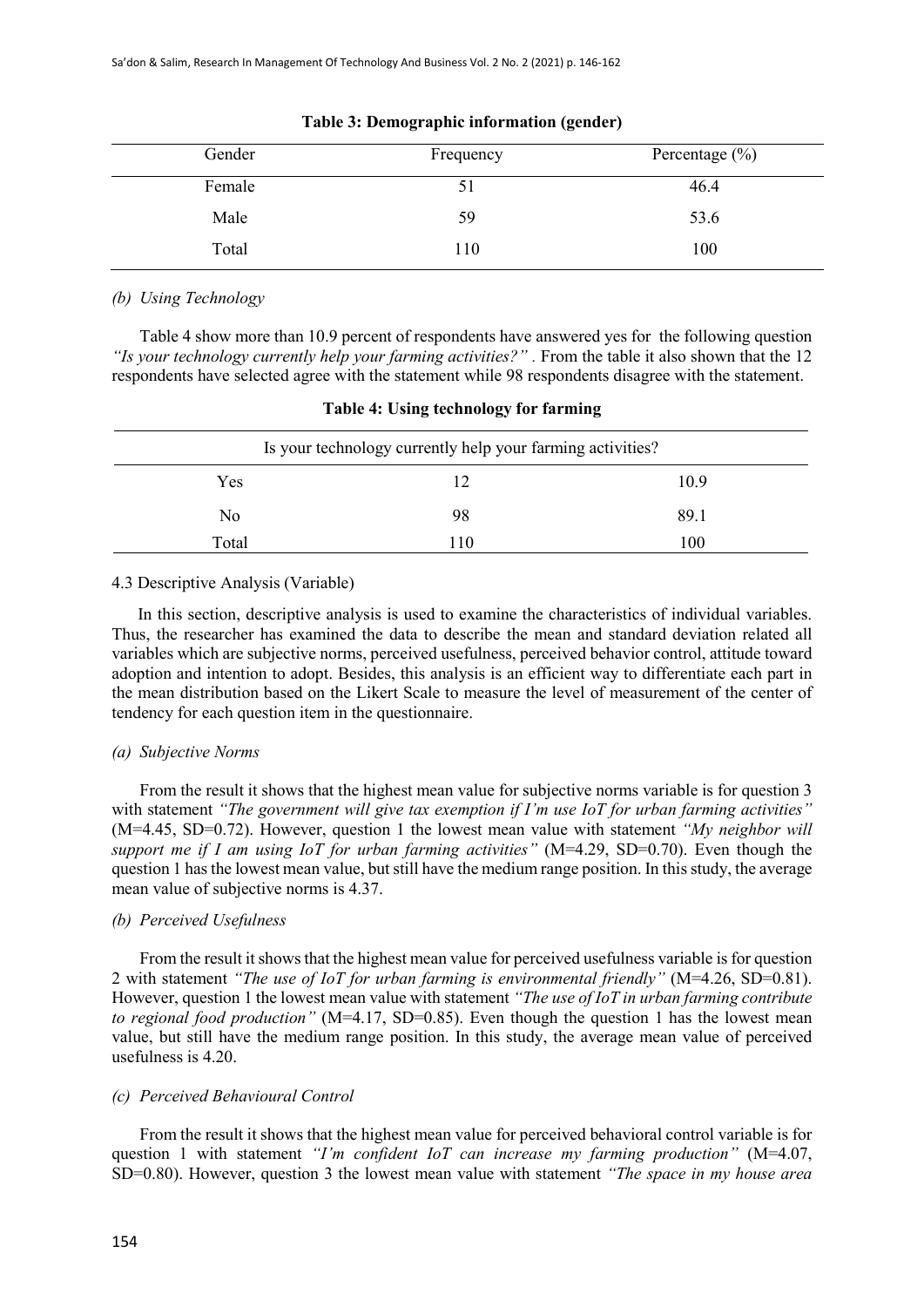**Table 3: Demographic information (gender)**

| Gender | Frequency | Percentage (%) |
|---|---|---|
| Female | 51 | 46.4 |
| Male | 59 | 53.6 |
| Total | 110 | 100 |

*(b) Using Technology*

Table 4 show more than 10.9 percent of respondents have answered yes for the following question *"Is your technology currently help your farming activities?"* . From the table it also shown that the 12 respondents have selected agree with the statement while 98 respondents disagree with the statement.

**Table 4: Using technology for farming**

| Is your technology currently help your farming activities? | | |
|---|---|---|
| Yes | 12 | 10.9 |
| No | 98 | 89.1 |
| Total | 110 | 100 |

4.3 Descriptive Analysis (Variable)

In this section, descriptive analysis is used to examine the characteristics of individual variables. Thus, the researcher has examined the data to describe the mean and standard deviation related all variables which are subjective norms, perceived usefulness, perceived behavior control, attitude toward adoption and intention to adopt. Besides, this analysis is an efficient way to differentiate each part in the mean distribution based on the Likert Scale to measure the level of measurement of the center of tendency for each question item in the questionnaire.

*(a) Subjective Norms*

From the result it shows that the highest mean value for subjective norms variable is for question 3 with statement *"The government will give tax exemption if I'm use IoT for urban farming activities"* (M=4.45, SD=0.72). However, question 1 the lowest mean value with statement *"My neighbor will support me if I am using IoT for urban farming activities"* (M=4.29, SD=0.70). Even though the question 1 has the lowest mean value, but still have the medium range position. In this study, the average mean value of subjective norms is 4.37.

*(b) Perceived Usefulness*

From the result it shows that the highest mean value for perceived usefulness variable is for question 2 with statement *"The use of IoT for urban farming is environmental friendly"* (M=4.26, SD=0.81). However, question 1 the lowest mean value with statement *"The use of IoT in urban farming contribute to regional food production"* (M=4.17, SD=0.85). Even though the question 1 has the lowest mean value, but still have the medium range position. In this study, the average mean value of perceived usefulness is 4.20.

*(c) Perceived Behavioural Control*

From the result it shows that the highest mean value for perceived behavioral control variable is for question 1 with statement *"I'm confident IoT can increase my farming production"* (M=4.07, SD=0.80). However, question 3 the lowest mean value with statement *"The space in my house area*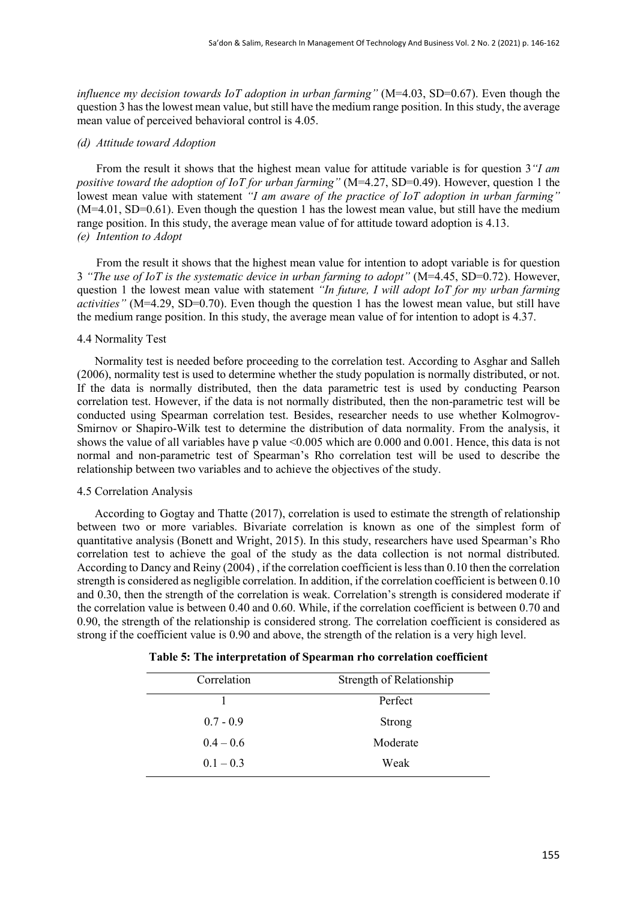*influence my decision towards IoT adoption in urban farming"* (M=4.03, SD=0.67). Even though the question 3 has the lowest mean value, but still have the medium range position. In this study, the average mean value of perceived behavioral control is 4.05.

*(d) Attitude toward Adoption*

From the result it shows that the highest mean value for attitude variable is for question 3*"I am positive toward the adoption of IoT for urban farming"* (M=4.27, SD=0.49). However, question 1 the lowest mean value with statement *"I am aware of the practice of IoT adoption in urban farming"* (M=4.01, SD=0.61). Even though the question 1 has the lowest mean value, but still have the medium range position. In this study, the average mean value of for attitude toward adoption is 4.13.

*(e) Intention to Adopt*

From the result it shows that the highest mean value for intention to adopt variable is for question 3 *"The use of IoT is the systematic device in urban farming to adopt"* (M=4.45, SD=0.72). However, question 1 the lowest mean value with statement *"In future, I will adopt IoT for my urban farming activities"* (M=4.29, SD=0.70). Even though the question 1 has the lowest mean value, but still have the medium range position. In this study, the average mean value of for intention to adopt is 4.37.

4.4 Normality Test

Normality test is needed before proceeding to the correlation test. According to Asghar and Salleh (2006), normality test is used to determine whether the study population is normally distributed, or not. If the data is normally distributed, then the data parametric test is used by conducting Pearson correlation test. However, if the data is not normally distributed, then the non-parametric test will be conducted using Spearman correlation test. Besides, researcher needs to use whether Kolmogrov-Smirnov or Shapiro-Wilk test to determine the distribution of data normality. From the analysis, it shows the value of all variables have p value <0.005 which are 0.000 and 0.001. Hence, this data is not normal and non-parametric test of Spearman's Rho correlation test will be used to describe the relationship between two variables and to achieve the objectives of the study.

4.5 Correlation Analysis

According to Gogtay and Thatte (2017), correlation is used to estimate the strength of relationship between two or more variables. Bivariate correlation is known as one of the simplest form of quantitative analysis (Bonett and Wright, 2015). In this study, researchers have used Spearman's Rho correlation test to achieve the goal of the study as the data collection is not normal distributed. According to Dancy and Reiny (2004) , if the correlation coefficient is less than 0.10 then the correlation strength is considered as negligible correlation. In addition, if the correlation coefficient is between 0.10 and 0.30, then the strength of the correlation is weak. Correlation's strength is considered moderate if the correlation value is between 0.40 and 0.60. While, if the correlation coefficient is between 0.70 and 0.90, the strength of the relationship is considered strong. The correlation coefficient is considered as strong if the coefficient value is 0.90 and above, the strength of the relation is a very high level.

**Table 5: The interpretation of Spearman rho correlation coefficient**

| Correlation | Strength of Relationship |
|---|---|
| 1 | Perfect |
| 0.7 - 0.9 | Strong |
| 0.4 – 0.6 | Moderate |
| 0.1 – 0.3 | Weak |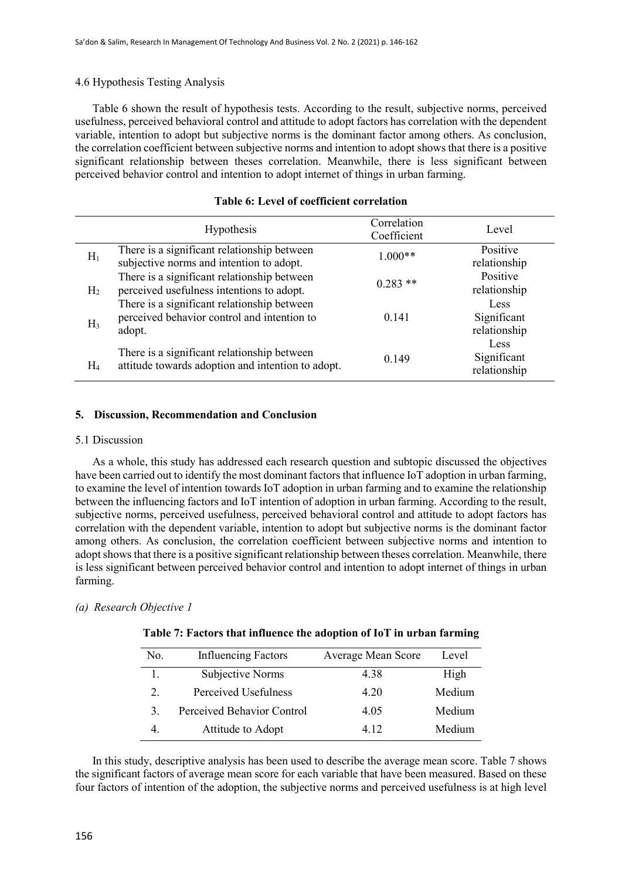4.6 Hypothesis Testing Analysis

Table 6 shown the result of hypothesis tests. According to the result, subjective norms, perceived usefulness, perceived behavioral control and attitude to adopt factors has correlation with the dependent variable, intention to adopt but subjective norms is the dominant factor among others. As conclusion, the correlation coefficient between subjective norms and intention to adopt shows that there is a positive significant relationship between theses correlation. Meanwhile, there is less significant between perceived behavior control and intention to adopt internet of things in urban farming.

**Table 6: Level of coefficient correlation**

| | Hypothesis | Correlation Coefficient | Level |
|---|---|---|---|
| $H_1$ | There is a significant relationship between subjective norms and intention to adopt. | 1.000** | Positive relationship |
| $H_2$ | There is a significant relationship between perceived usefulness intentions to adopt. | 0.283 ** | Positive relationship |
| $H_3$ | There is a significant relationship between perceived behavior control and intention to adopt. | 0.141 | Less Significant relationship |
| $H_4$ | There is a significant relationship between attitude towards adoption and intention to adopt. | 0.149 | Less Significant relationship |

## 5. Discussion, Recommendation and Conclusion

### 5.1 Discussion

As a whole, this study has addressed each research question and subtopic discussed the objectives have been carried out to identify the most dominant factors that influence IoT adoption in urban farming, to examine the level of intention towards IoT adoption in urban farming and to examine the relationship between the influencing factors and IoT intention of adoption in urban farming. According to the result, subjective norms, perceived usefulness, perceived behavioral control and attitude to adopt factors has correlation with the dependent variable, intention to adopt but subjective norms is the dominant factor among others. As conclusion, the correlation coefficient between subjective norms and intention to adopt shows that there is a positive significant relationship between theses correlation. Meanwhile, there is less significant between perceived behavior control and intention to adopt internet of things in urban farming.

*(a) Research Objective 1*

**Table 7: Factors that influence the adoption of IoT in urban farming**

| No. | Influencing Factors | Average Mean Score | Level |
|---|---|---|---|
| 1. | Subjective Norms | 4.38 | High |
| 2. | Perceived Usefulness | 4.20 | Medium |
| 3. | Perceived Behavior Control | 4.05 | Medium |
| 4. | Attitude to Adopt | 4.12 | Medium |

In this study, descriptive analysis has been used to describe the average mean score. Table 7 shows the significant factors of average mean score for each variable that have been measured. Based on these four factors of intention of the adoption, the subjective norms and perceived usefulness is at high level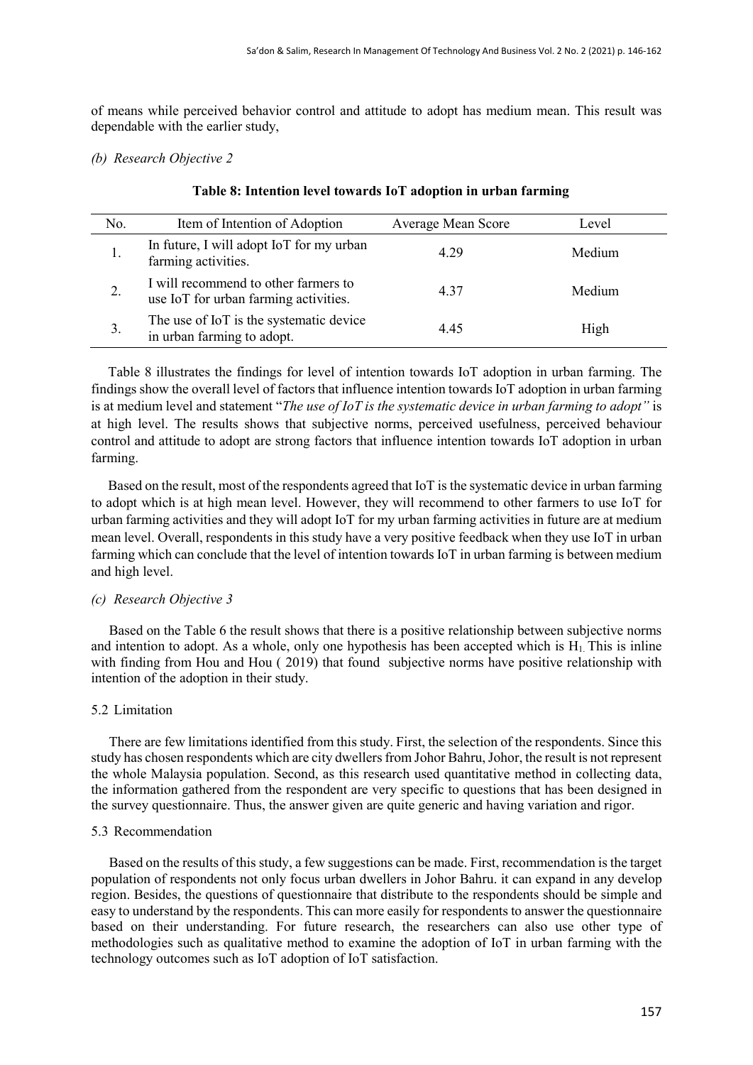of means while perceived behavior control and attitude to adopt has medium mean. This result was dependable with the earlier study,

*(b) Research Objective 2*

**Table 8: Intention level towards IoT adoption in urban farming**

| No. | Item of Intention of Adoption | Average Mean Score | Level |
|---|---|---|---|
| 1. | In future, I will adopt IoT for my urban farming activities. | 4.29 | Medium |
| 2. | I will recommend to other farmers to use IoT for urban farming activities. | 4.37 | Medium |
| 3. | The use of IoT is the systematic device in urban farming to adopt. | 4.45 | High |

Table 8 illustrates the findings for level of intention towards IoT adoption in urban farming. The findings show the overall level of factors that influence intention towards IoT adoption in urban farming is at medium level and statement "*The use of IoT is the systematic device in urban farming to adopt"* is at high level. The results shows that subjective norms, perceived usefulness, perceived behaviour control and attitude to adopt are strong factors that influence intention towards IoT adoption in urban farming.

Based on the result, most of the respondents agreed that IoT is the systematic device in urban farming to adopt which is at high mean level. However, they will recommend to other farmers to use IoT for urban farming activities and they will adopt IoT for my urban farming activities in future are at medium mean level. Overall, respondents in this study have a very positive feedback when they use IoT in urban farming which can conclude that the level of intention towards IoT in urban farming is between medium and high level.

*(c) Research Objective 3*

Based on the Table 6 the result shows that there is a positive relationship between subjective norms and intention to adopt. As a whole, only one hypothesis has been accepted which is $H_1$. This is inline with finding from Hou and Hou ( 2019) that found subjective norms have positive relationship with intention of the adoption in their study.

## 5.2 Limitation

There are few limitations identified from this study. First, the selection of the respondents. Since this study has chosen respondents which are city dwellers from Johor Bahru, Johor, the result is not represent the whole Malaysia population. Second, as this research used quantitative method in collecting data, the information gathered from the respondent are very specific to questions that has been designed in the survey questionnaire. Thus, the answer given are quite generic and having variation and rigor.

## 5.3 Recommendation

Based on the results of this study, a few suggestions can be made. First, recommendation is the target population of respondents not only focus urban dwellers in Johor Bahru. it can expand in any develop region. Besides, the questions of questionnaire that distribute to the respondents should be simple and easy to understand by the respondents. This can more easily for respondents to answer the questionnaire based on their understanding. For future research, the researchers can also use other type of methodologies such as qualitative method to examine the adoption of IoT in urban farming with the technology outcomes such as IoT adoption of IoT satisfaction.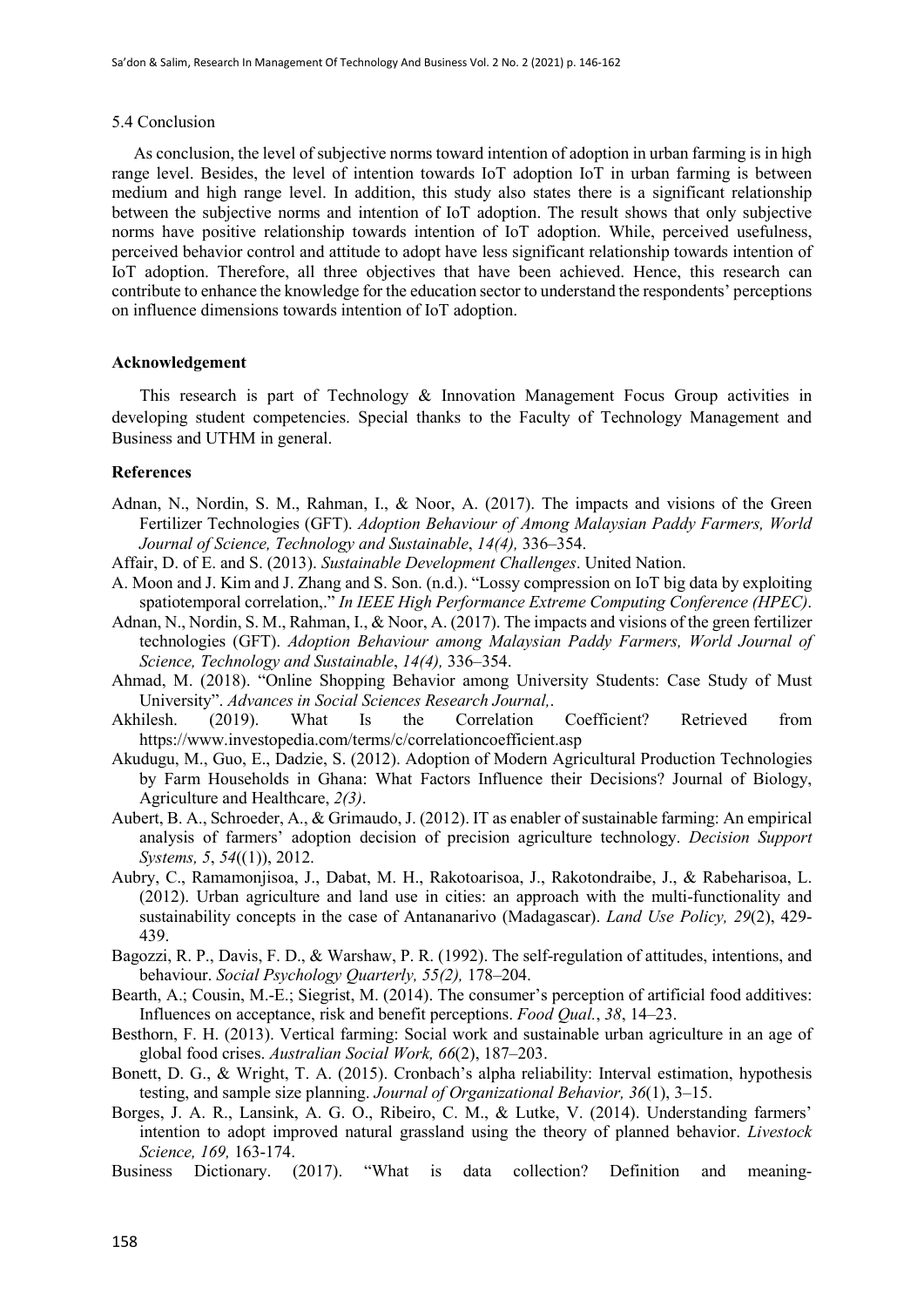### 5.4 Conclusion

As conclusion, the level of subjective norms toward intention of adoption in urban farming is in high range level. Besides, the level of intention towards IoT adoption IoT in urban farming is between medium and high range level. In addition, this study also states there is a significant relationship between the subjective norms and intention of IoT adoption. The result shows that only subjective norms have positive relationship towards intention of IoT adoption. While, perceived usefulness, perceived behavior control and attitude to adopt have less significant relationship towards intention of IoT adoption. Therefore, all three objectives that have been achieved. Hence, this research can contribute to enhance the knowledge for the education sector to understand the respondents' perceptions on influence dimensions towards intention of IoT adoption.

## Acknowledgement

This research is part of Technology & Innovation Management Focus Group activities in developing student competencies. Special thanks to the Faculty of Technology Management and Business and UTHM in general.

## References

Adnan, N., Nordin, S. M., Rahman, I., & Noor, A. (2017). The impacts and visions of the Green Fertilizer Technologies (GFT). *Adoption Behaviour of Among Malaysian Paddy Farmers, World Journal of Science, Technology and Sustainable*, *14(4),* 336–354.

Affair, D. of E. and S. (2013). *Sustainable Development Challenges*. United Nation.

A. Moon and J. Kim and J. Zhang and S. Son. (n.d.). "Lossy compression on IoT big data by exploiting spatiotemporal correlation,." *In IEEE High Performance Extreme Computing Conference (HPEC)*.

Adnan, N., Nordin, S. M., Rahman, I., & Noor, A. (2017). The impacts and visions of the green fertilizer technologies (GFT). *Adoption Behaviour among Malaysian Paddy Farmers, World Journal of Science, Technology and Sustainable*, *14(4),* 336–354.

Ahmad, M. (2018). "Online Shopping Behavior among University Students: Case Study of Must University". *Advances in Social Sciences Research Journal,*.

Akhilesh. (2019). What Is the Correlation Coefficient? Retrieved from https://www.investopedia.com/terms/c/correlationcoefficient.asp

Akudugu, M., Guo, E., Dadzie, S. (2012). Adoption of Modern Agricultural Production Technologies by Farm Households in Ghana: What Factors Influence their Decisions? Journal of Biology, Agriculture and Healthcare, *2(3)*.

Aubert, B. A., Schroeder, A., & Grimaudo, J. (2012). IT as enabler of sustainable farming: An empirical analysis of farmers' adoption decision of precision agriculture technology. *Decision Support Systems, 5*, *54*((1)), 2012.

Aubry, C., Ramamonjisoa, J., Dabat, M. H., Rakotoarisoa, J., Rakotondraibe, J., & Rabeharisoa, L. (2012). Urban agriculture and land use in cities: an approach with the multi-functionality and sustainability concepts in the case of Antananarivo (Madagascar). *Land Use Policy, 29*(2), 429-439.

Bagozzi, R. P., Davis, F. D., & Warshaw, P. R. (1992). The self-regulation of attitudes, intentions, and behaviour. *Social Psychology Quarterly, 55(2),* 178–204.

Bearth, A.; Cousin, M.-E.; Siegrist, M. (2014). The consumer's perception of artificial food additives: Influences on acceptance, risk and benefit perceptions. *Food Qual.*, *38*, 14–23.

Besthorn, F. H. (2013). Vertical farming: Social work and sustainable urban agriculture in an age of global food crises. *Australian Social Work, 66*(2), 187–203.

Bonett, D. G., & Wright, T. A. (2015). Cronbach's alpha reliability: Interval estimation, hypothesis testing, and sample size planning. *Journal of Organizational Behavior, 36*(1), 3–15.

Borges, J. A. R., Lansink, A. G. O., Ribeiro, C. M., & Lutke, V. (2014). Understanding farmers' intention to adopt improved natural grassland using the theory of planned behavior. *Livestock Science, 169,* 163-174.

Business Dictionary. (2017). "What is data collection? Definition and meaning-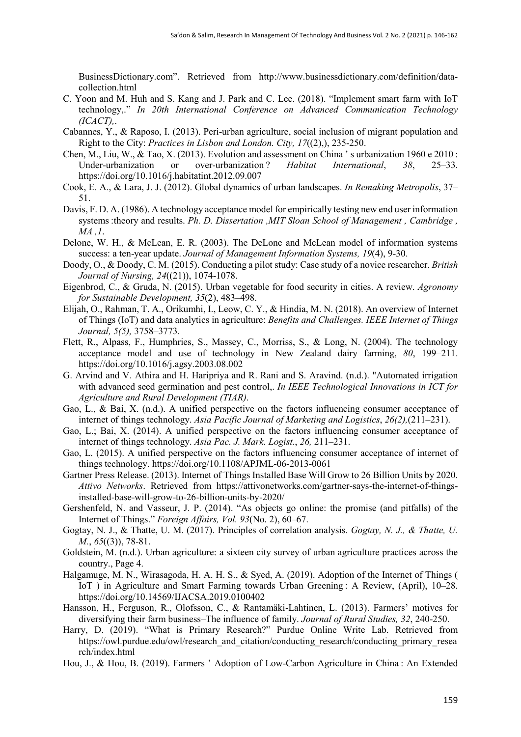BusinessDictionary.com". Retrieved from http://www.businessdictionary.com/definition/data-collection.html

C. Yoon and M. Huh and S. Kang and J. Park and C. Lee. (2018). "Implement smart farm with IoT technology,." *In 20th International Conference on Advanced Communication Technology (ICACT),*.

Cabannes, Y., & Raposo, I. (2013). Peri-urban agriculture, social inclusion of migrant population and Right to the City: *Practices in Lisbon and London. City, 17*((2),), 235-250.

Chen, M., Liu, W., & Tao, X. (2013). Evolution and assessment on China ' s urbanization 1960 e 2010 : Under-urbanization or over-urbanization ? *Habitat International*, *38*, 25–33. https://doi.org/10.1016/j.habitatint.2012.09.007

Cook, E. A., & Lara, J. J. (2012). Global dynamics of urban landscapes. *In Remaking Metropolis*, 37–51.

Davis, F. D. A. (1986). A technology acceptance model for empirically testing new end user information systems :theory and results. *Ph. D. Dissertation ,MIT Sloan School of Management , Cambridge , MA ,1*.

Delone, W. H., & McLean, E. R. (2003). The DeLone and McLean model of information systems success: a ten-year update. *Journal of Management Information Systems, 19*(4), 9-30.

Doody, O., & Doody, C. M. (2015). Conducting a pilot study: Case study of a novice researcher. *British Journal of Nursing, 24*((21)), 1074-1078.

Eigenbrod, C., & Gruda, N. (2015). Urban vegetable for food security in cities. A review. *Agronomy for Sustainable Development, 35*(2), 483–498.

Elijah, O., Rahman, T. A., Orikumhi, I., Leow, C. Y., & Hindia, M. N. (2018). An overview of Internet of Things (IoT) and data analytics in agriculture: *Benefits and Challenges. IEEE Internet of Things Journal, 5(5),* 3758–3773.

Flett, R., Alpass, F., Humphries, S., Massey, C., Morriss, S., & Long, N. (2004). The technology acceptance model and use of technology in New Zealand dairy farming, *80*, 199–211. https://doi.org/10.1016/j.agsy.2003.08.002

G. Arvind and V. Athira and H. Haripriya and R. Rani and S. Aravind. (n.d.). "Automated irrigation with advanced seed germination and pest control,. *In IEEE Technological Innovations in ICT for Agriculture and Rural Development (TIAR)*.

Gao, L., & Bai, X. (n.d.). A unified perspective on the factors influencing consumer acceptance of internet of things technology. *Asia Pacific Journal of Marketing and Logistics*, *26(2),*(211–231).

Gao, L.; Bai, X. (2014). A unified perspective on the factors influencing consumer acceptance of internet of things technology. *Asia Pac. J. Mark. Logist.*, *26,* 211–231.

Gao, L. (2015). A unified perspective on the factors influencing consumer acceptance of internet of things technology. https://doi.org/10.1108/APJML-06-2013-0061

Gartner Press Release. (2013). Internet of Things Installed Base Will Grow to 26 Billion Units by 2020. *Attivo Networks*. Retrieved from https://attivonetworks.com/gartner-says-the-internet-of-things-installed-base-will-grow-to-26-billion-units-by-2020/

Gershenfeld, N. and Vasseur, J. P. (2014). "As objects go online: the promise (and pitfalls) of the Internet of Things." *Foreign Affairs, Vol. 93*(No. 2), 60–67.

Gogtay, N. J., & Thatte, U. M. (2017). Principles of correlation analysis. *Gogtay, N. J., & Thatte, U. M.*, *65*((3)), 78-81.

Goldstein, M. (n.d.). Urban agriculture: a sixteen city survey of urban agriculture practices across the country., Page 4.

Halgamuge, M. N., Wirasagoda, H. A. H. S., & Syed, A. (2019). Adoption of the Internet of Things ( IoT ) in Agriculture and Smart Farming towards Urban Greening : A Review, (April), 10–28. https://doi.org/10.14569/IJACSA.2019.0100402

Hansson, H., Ferguson, R., Olofsson, C., & Rantamäki-Lahtinen, L. (2013). Farmers' motives for diversifying their farm business–The influence of family. *Journal of Rural Studies, 32*, 240-250.

Harry, D. (2019). "What is Primary Research?" Purdue Online Write Lab. Retrieved from https://owl.purdue.edu/owl/research_and_citation/conducting_research/conducting_primary_research/index.html

Hou, J., & Hou, B. (2019). Farmers ' Adoption of Low-Carbon Agriculture in China : An Extended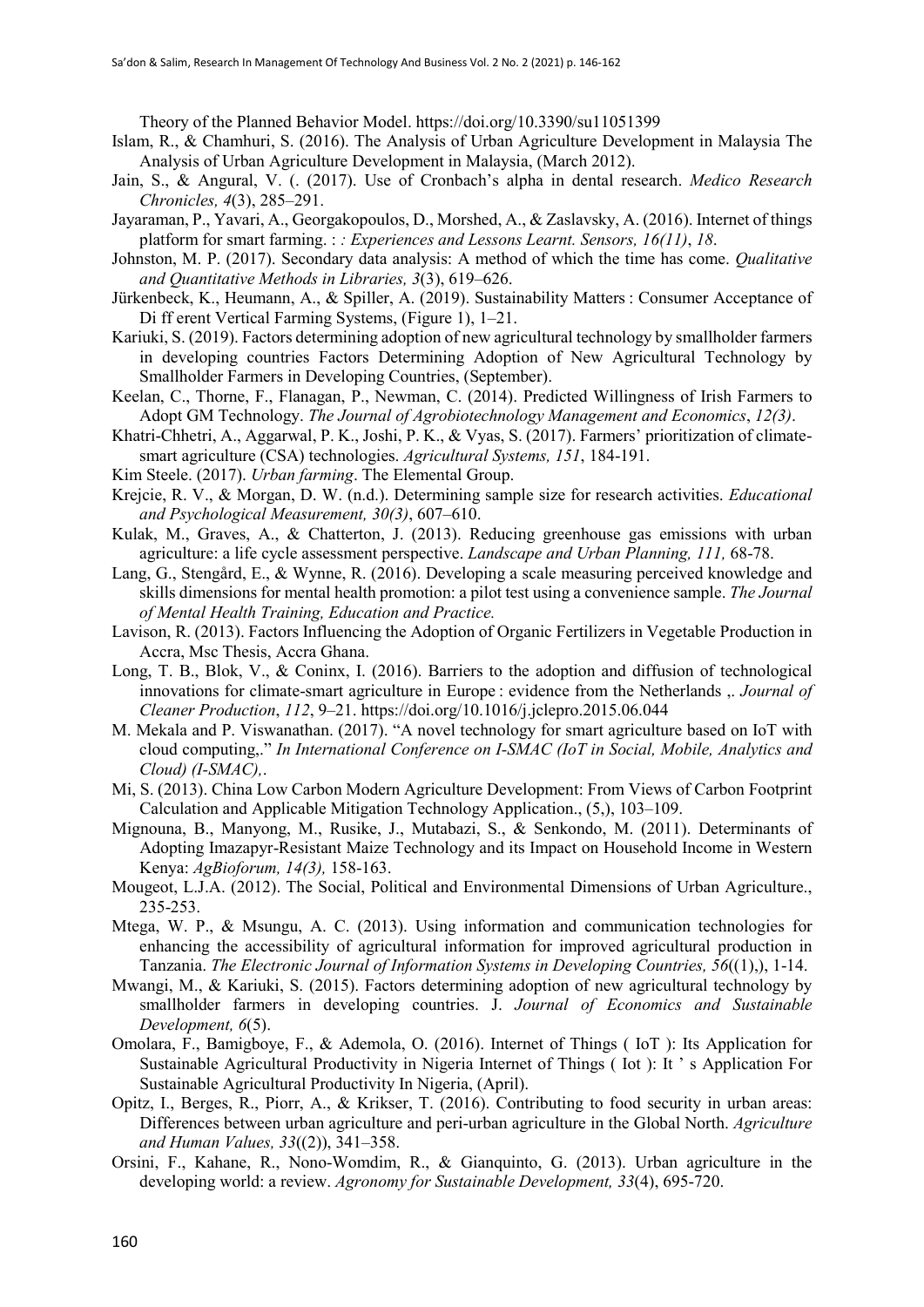Theory of the Planned Behavior Model. https://doi.org/10.3390/su11051399

Islam, R., & Chamhuri, S. (2016). The Analysis of Urban Agriculture Development in Malaysia The Analysis of Urban Agriculture Development in Malaysia, (March 2012).

Jain, S., & Angural, V. (. (2017). Use of Cronbach's alpha in dental research. *Medico Research Chronicles, 4*(3), 285–291.

Jayaraman, P., Yavari, A., Georgakopoulos, D., Morshed, A., & Zaslavsky, A. (2016). Internet of things platform for smart farming. : *: Experiences and Lessons Learnt. Sensors, 16(11)*, *18*.

Johnston, M. P. (2017). Secondary data analysis: A method of which the time has come. *Qualitative and Quantitative Methods in Libraries, 3*(3), 619–626.

Jürkenbeck, K., Heumann, A., & Spiller, A. (2019). Sustainability Matters : Consumer Acceptance of Di ff erent Vertical Farming Systems, (Figure 1), 1–21.

Kariuki, S. (2019). Factors determining adoption of new agricultural technology by smallholder farmers in developing countries Factors Determining Adoption of New Agricultural Technology by Smallholder Farmers in Developing Countries, (September).

Keelan, C., Thorne, F., Flanagan, P., Newman, C. (2014). Predicted Willingness of Irish Farmers to Adopt GM Technology. *The Journal of Agrobiotechnology Management and Economics*, *12(3)*.

Khatri-Chhetri, A., Aggarwal, P. K., Joshi, P. K., & Vyas, S. (2017). Farmers' prioritization of climate-smart agriculture (CSA) technologies. *Agricultural Systems, 151*, 184-191.

Kim Steele. (2017). *Urban farming*. The Elemental Group.

Krejcie, R. V., & Morgan, D. W. (n.d.). Determining sample size for research activities. *Educational and Psychological Measurement, 30(3)*, 607–610.

Kulak, M., Graves, A., & Chatterton, J. (2013). Reducing greenhouse gas emissions with urban agriculture: a life cycle assessment perspective. *Landscape and Urban Planning, 111,* 68-78.

Lang, G., Stengård, E., & Wynne, R. (2016). Developing a scale measuring perceived knowledge and skills dimensions for mental health promotion: a pilot test using a convenience sample. *The Journal of Mental Health Training, Education and Practice.*

Lavison, R. (2013). Factors Influencing the Adoption of Organic Fertilizers in Vegetable Production in Accra, Msc Thesis, Accra Ghana.

Long, T. B., Blok, V., & Coninx, I. (2016). Barriers to the adoption and diffusion of technological innovations for climate-smart agriculture in Europe : evidence from the Netherlands ,. *Journal of Cleaner Production*, *112*, 9–21. https://doi.org/10.1016/j.jclepro.2015.06.044

M. Mekala and P. Viswanathan. (2017). "A novel technology for smart agriculture based on IoT with cloud computing,." *In International Conference on I-SMAC (IoT in Social, Mobile, Analytics and Cloud) (I-SMAC),.*

Mi, S. (2013). China Low Carbon Modern Agriculture Development: From Views of Carbon Footprint Calculation and Applicable Mitigation Technology Application., (5,), 103–109.

Mignouna, B., Manyong, M., Rusike, J., Mutabazi, S., & Senkondo, M. (2011). Determinants of Adopting Imazapyr-Resistant Maize Technology and its Impact on Household Income in Western Kenya: *AgBioforum, 14(3),* 158-163.

Mougeot, L.J.A. (2012). The Social, Political and Environmental Dimensions of Urban Agriculture., 235-253.

Mtega, W. P., & Msungu, A. C. (2013). Using information and communication technologies for enhancing the accessibility of agricultural information for improved agricultural production in Tanzania. *The Electronic Journal of Information Systems in Developing Countries, 56*((1),), 1-14.

Mwangi, M., & Kariuki, S. (2015). Factors determining adoption of new agricultural technology by smallholder farmers in developing countries. J. *Journal of Economics and Sustainable Development, 6*(5).

Omolara, F., Bamigboye, F., & Ademola, O. (2016). Internet of Things ( IoT ): Its Application for Sustainable Agricultural Productivity in Nigeria Internet of Things ( Iot ): It ' s Application For Sustainable Agricultural Productivity In Nigeria, (April).

Opitz, I., Berges, R., Piorr, A., & Krikser, T. (2016). Contributing to food security in urban areas: Differences between urban agriculture and peri-urban agriculture in the Global North. *Agriculture and Human Values, 33*((2)), 341–358.

Orsini, F., Kahane, R., Nono-Womdim, R., & Gianquinto, G. (2013). Urban agriculture in the developing world: a review. *Agronomy for Sustainable Development, 33*(4), 695-720.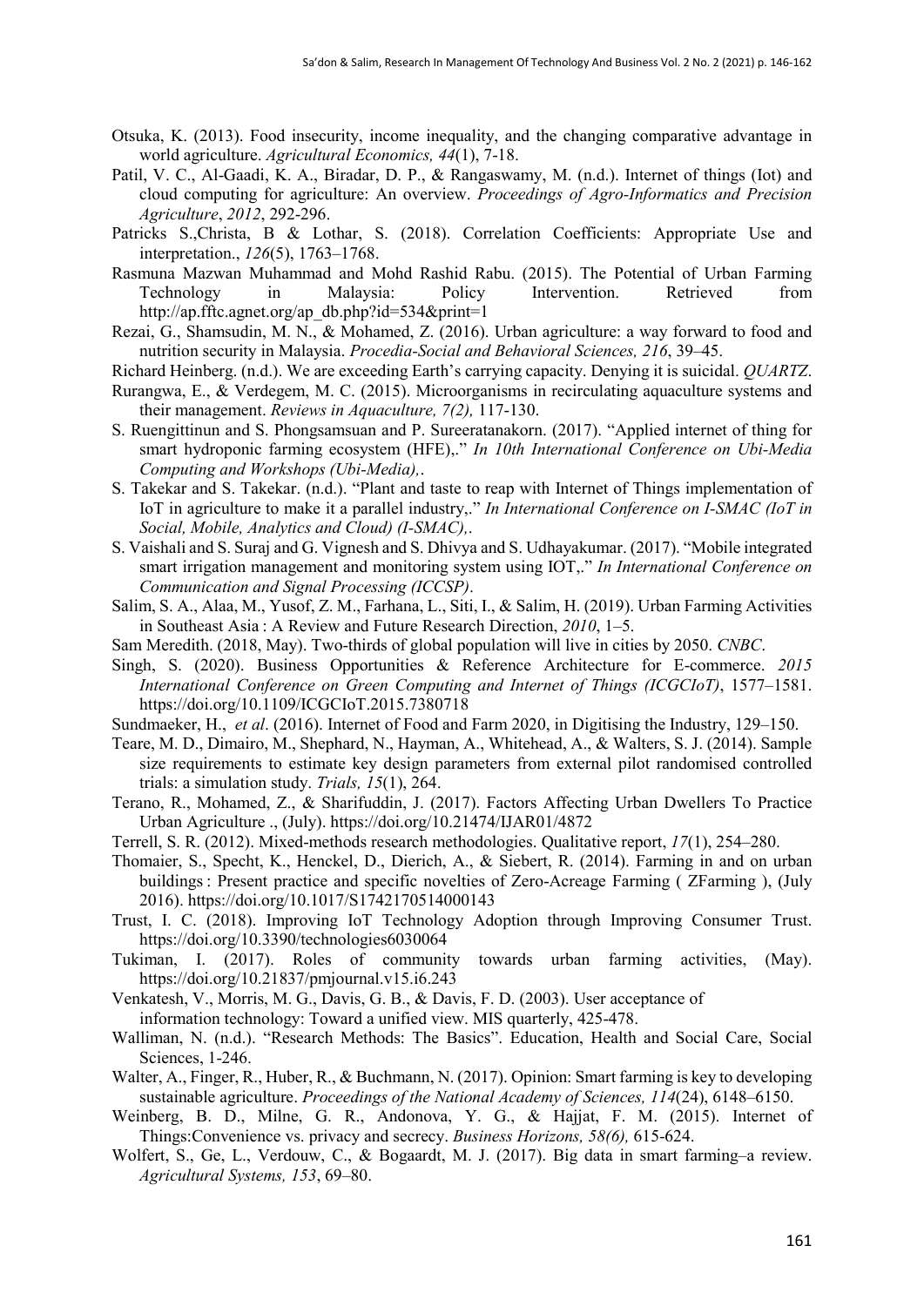Otsuka, K. (2013). Food insecurity, income inequality, and the changing comparative advantage in world agriculture. *Agricultural Economics, 44*(1), 7-18.

Patil, V. C., Al-Gaadi, K. A., Biradar, D. P., & Rangaswamy, M. (n.d.). Internet of things (Iot) and cloud computing for agriculture: An overview. *Proceedings of Agro-Informatics and Precision Agriculture*, *2012*, 292-296.

Patricks S.,Christa, B & Lothar, S. (2018). Correlation Coefficients: Appropriate Use and interpretation., *126*(5), 1763–1768.

Rasmuna Mazwan Muhammad and Mohd Rashid Rabu. (2015). The Potential of Urban Farming Technology in Malaysia: Policy Intervention. Retrieved from http://ap.fftc.agnet.org/ap_db.php?id=534&print=1

Rezai, G., Shamsudin, M. N., & Mohamed, Z. (2016). Urban agriculture: a way forward to food and nutrition security in Malaysia. *Procedia-Social and Behavioral Sciences, 216*, 39–45.

Richard Heinberg. (n.d.). We are exceeding Earth's carrying capacity. Denying it is suicidal. *QUARTZ*.

Rurangwa, E., & Verdegem, M. C. (2015). Microorganisms in recirculating aquaculture systems and their management. *Reviews in Aquaculture, 7(2),* 117-130.

S. Ruengittinun and S. Phongsamsuan and P. Sureeratanakorn. (2017). "Applied internet of thing for smart hydroponic farming ecosystem (HFE),." *In 10th International Conference on Ubi-Media Computing and Workshops (Ubi-Media),*.

S. Takekar and S. Takekar. (n.d.). "Plant and taste to reap with Internet of Things implementation of IoT in agriculture to make it a parallel industry,." *In International Conference on I-SMAC (IoT in Social, Mobile, Analytics and Cloud) (I-SMAC),*.

S. Vaishali and S. Suraj and G. Vignesh and S. Dhivya and S. Udhayakumar. (2017). "Mobile integrated smart irrigation management and monitoring system using IOT,." *In International Conference on Communication and Signal Processing (ICCSP)*.

Salim, S. A., Alaa, M., Yusof, Z. M., Farhana, L., Siti, I., & Salim, H. (2019). Urban Farming Activities in Southeast Asia : A Review and Future Research Direction, *2010*, 1–5.

Sam Meredith. (2018, May). Two-thirds of global population will live in cities by 2050. *CNBC*.

Singh, S. (2020). Business Opportunities & Reference Architecture for E-commerce. *2015 International Conference on Green Computing and Internet of Things (ICGCIoT)*, 1577–1581. https://doi.org/10.1109/ICGCIoT.2015.7380718

Sundmaeker, H., *et al*. (2016). Internet of Food and Farm 2020, in Digitising the Industry, 129–150.

Teare, M. D., Dimairo, M., Shephard, N., Hayman, A., Whitehead, A., & Walters, S. J. (2014). Sample size requirements to estimate key design parameters from external pilot randomised controlled trials: a simulation study. *Trials, 15*(1), 264.

Terano, R., Mohamed, Z., & Sharifuddin, J. (2017). Factors Affecting Urban Dwellers To Practice Urban Agriculture ., (July). https://doi.org/10.21474/IJAR01/4872

Terrell, S. R. (2012). Mixed-methods research methodologies. Qualitative report, *17*(1), 254–280.

Thomaier, S., Specht, K., Henckel, D., Dierich, A., & Siebert, R. (2014). Farming in and on urban buildings : Present practice and specific novelties of Zero-Acreage Farming ( ZFarming ), (July 2016). https://doi.org/10.1017/S1742170514000143

Trust, I. C. (2018). Improving IoT Technology Adoption through Improving Consumer Trust. https://doi.org/10.3390/technologies6030064

Tukiman, I. (2017). Roles of community towards urban farming activities, (May). https://doi.org/10.21837/pmjournal.v15.i6.243

Venkatesh, V., Morris, M. G., Davis, G. B., & Davis, F. D. (2003). User acceptance of information technology: Toward a unified view. MIS quarterly, 425-478.

Walliman, N. (n.d.). "Research Methods: The Basics". Education, Health and Social Care, Social Sciences, 1-246.

Walter, A., Finger, R., Huber, R., & Buchmann, N. (2017). Opinion: Smart farming is key to developing sustainable agriculture. *Proceedings of the National Academy of Sciences, 114*(24), 6148–6150.

Weinberg, B. D., Milne, G. R., Andonova, Y. G., & Hajjat, F. M. (2015). Internet of Things:Convenience vs. privacy and secrecy. *Business Horizons, 58(6),* 615-624.

Wolfert, S., Ge, L., Verdouw, C., & Bogaardt, M. J. (2017). Big data in smart farming–a review. *Agricultural Systems, 153*, 69–80.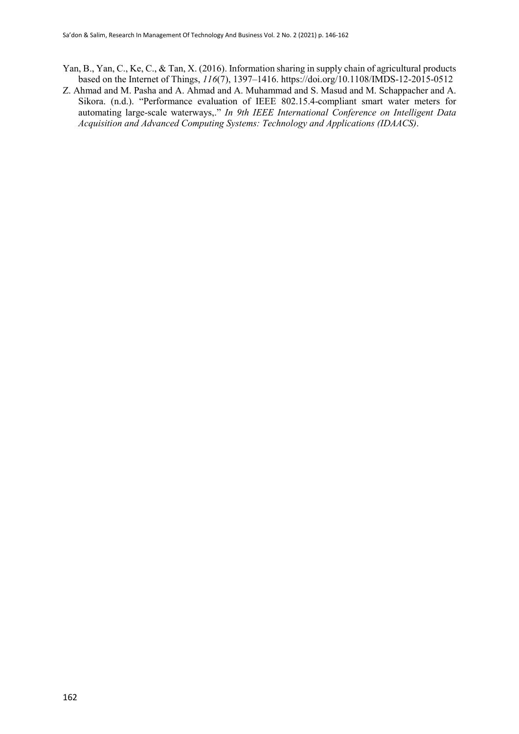Yan, B., Yan, C., Ke, C., & Tan, X. (2016). Information sharing in supply chain of agricultural products based on the Internet of Things, *116*(7), 1397–1416. https://doi.org/10.1108/IMDS-12-2015-0512

Z. Ahmad and M. Pasha and A. Ahmad and A. Muhammad and S. Masud and M. Schappacher and A. Sikora. (n.d.). "Performance evaluation of IEEE 802.15.4-compliant smart water meters for automating large-scale waterways,." *In 9th IEEE International Conference on Intelligent Data Acquisition and Advanced Computing Systems: Technology and Applications (IDAACS)*.